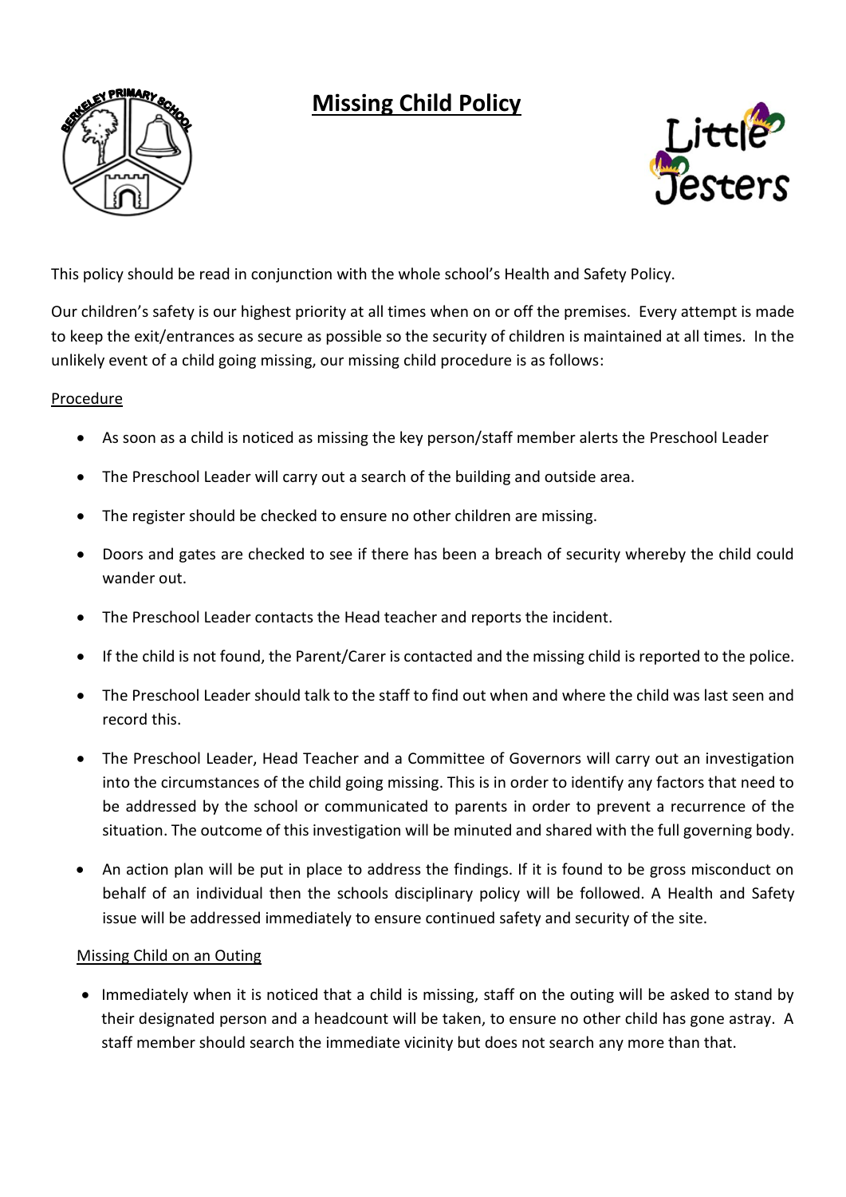# Missing Child Policy

This policy should be read in conjunction with the whole school's Health and Safety Policy.

Our children's safety is our highest priority at all times when on or off the premises. Every attempt is made to keep the exit/entrances as secure as possible so the security of children is maintained at all times. In the unlikely event of a child going missing, our missing child procedure is as follows:

## Procedure

- As soon as a child is noticed as missing the key person/staff member alerts the Preschool Leader
- The Preschool Leader will carry out a search of the building and outside area.
- The register should be checked to ensure no other children are missing.
- Doors and gates are checked to see if there has been a breach of security whereby the child could wander out.
- The Preschool Leader contacts the Head teacher and reports the incident.
- If the child is not found, the Parent/Carer is contacted and the missing child is reported to the police.
- The Preschool Leader should talk to the staff to find out when and where the child was last seen and record this.
- The Preschool Leader, Head Teacher and a Committee of Governors will carry out an investigation into the circumstances of the child going missing. This is in order to identify any factors that need to be addressed by the school or communicated to parents in order to prevent a recurrence of the situation. The outcome of this investigation will be minuted and shared with the full governing body.
- An action plan will be put in place to address the findings. If it is found to be gross misconduct on behalf of an individual then the schools disciplinary policy will be followed. A Health and Safety issue will be addressed immediately to ensure continued safety and security of the site.

## Missing Child on an Outing

- Immediately when it is noticed that a child is missing, staff on the outing will be asked to stand by their designated person and a headcount will be taken, to ensure no other child has gone astray. A staff member should search the immediate vicinity but does not search any more than that.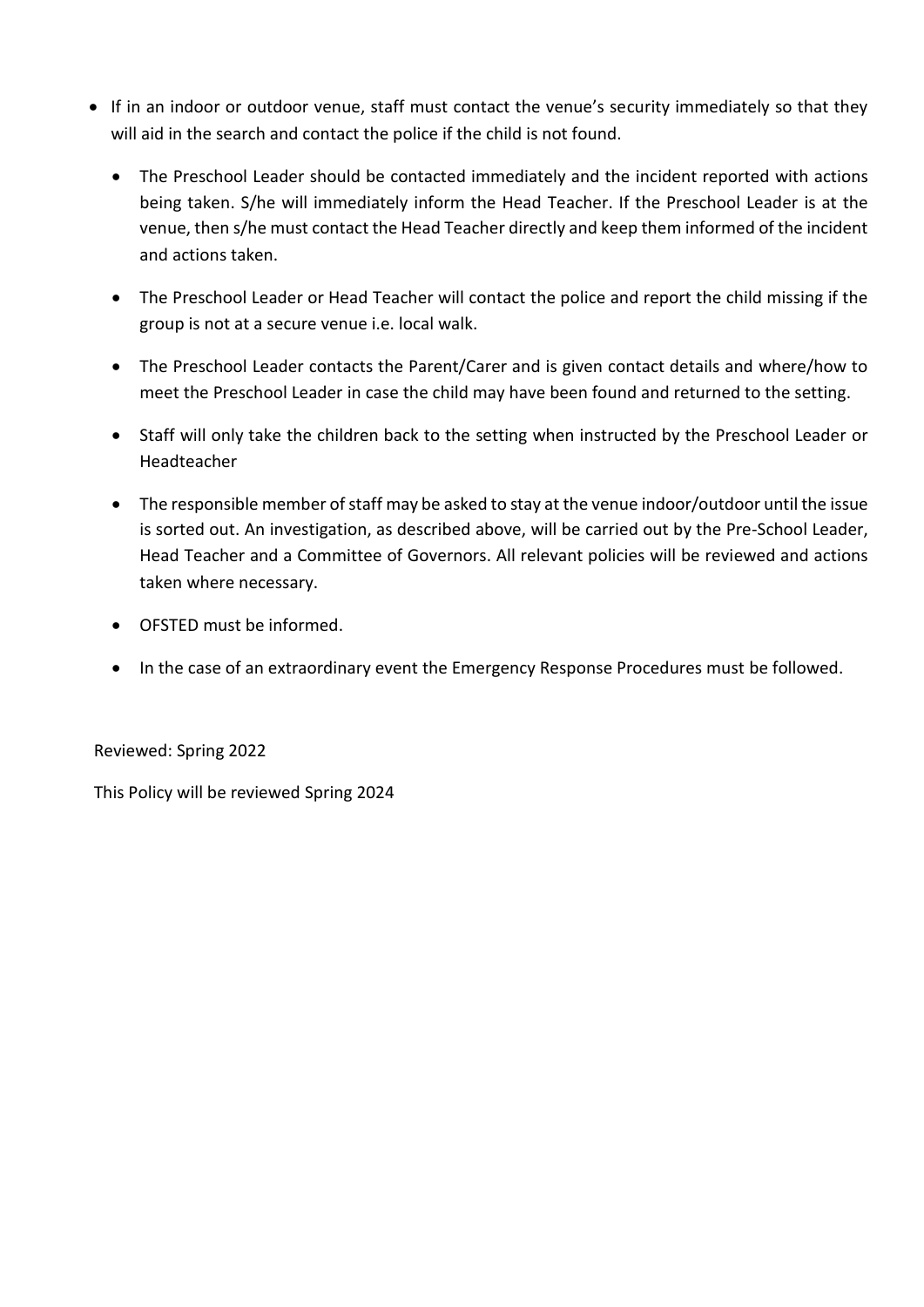- If in an indoor or outdoor venue, staff must contact the venue's security immediately so that they will aid in the search and contact the police if the child is not found.
  - The Preschool Leader should be contacted immediately and the incident reported with actions being taken. S/he will immediately inform the Head Teacher. If the Preschool Leader is at the venue, then s/he must contact the Head Teacher directly and keep them informed of the incident and actions taken.
  - The Preschool Leader or Head Teacher will contact the police and report the child missing if the group is not at a secure venue i.e. local walk.
  - The Preschool Leader contacts the Parent/Carer and is given contact details and where/how to meet the Preschool Leader in case the child may have been found and returned to the setting.
  - Staff will only take the children back to the setting when instructed by the Preschool Leader or Headteacher
  - The responsible member of staff may be asked to stay at the venue indoor/outdoor until the issue is sorted out. An investigation, as described above, will be carried out by the Pre-School Leader, Head Teacher and a Committee of Governors. All relevant policies will be reviewed and actions taken where necessary.
  - OFSTED must be informed.
  - In the case of an extraordinary event the Emergency Response Procedures must be followed.

Reviewed: Spring 2022

This Policy will be reviewed Spring 2024